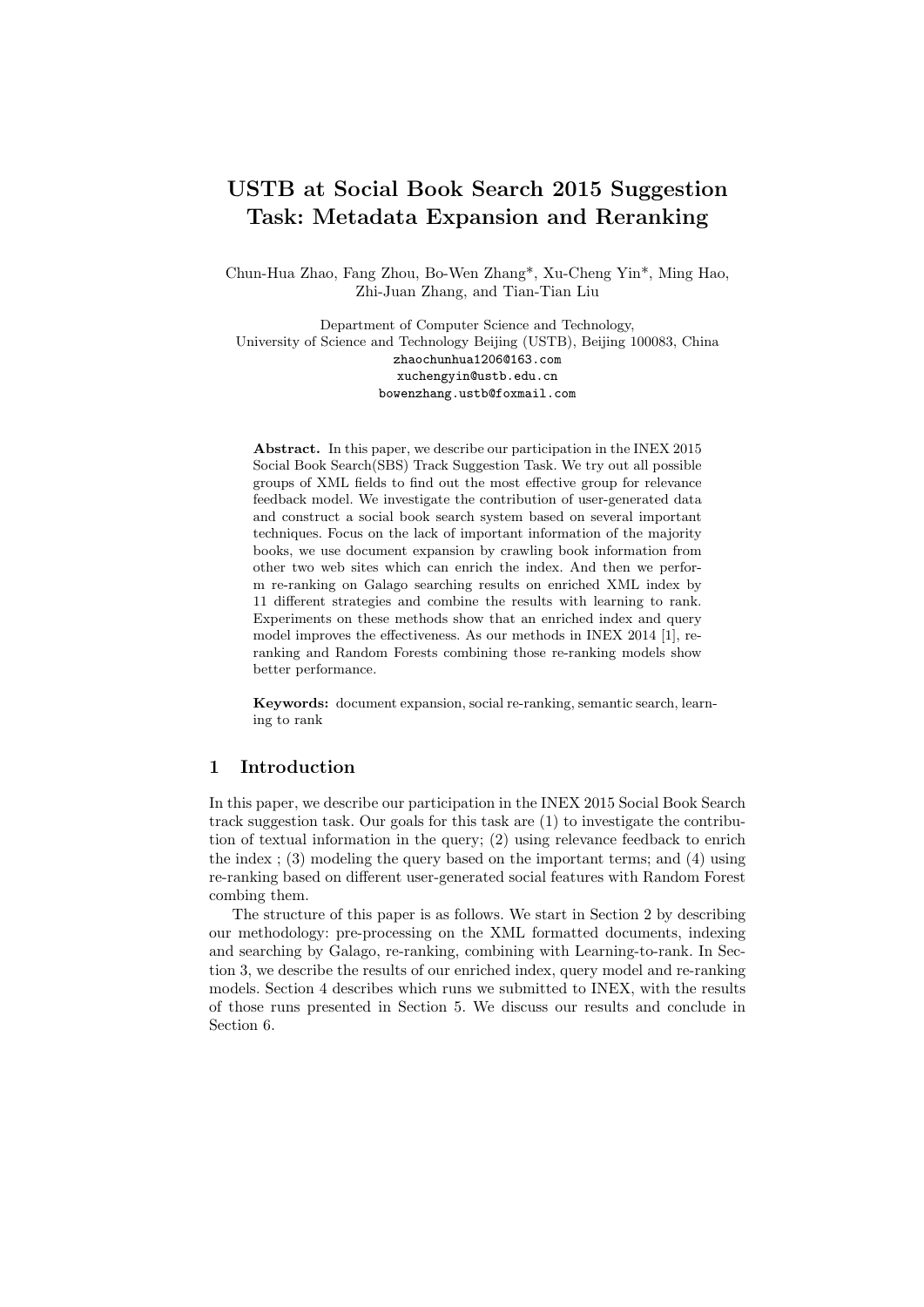# USTB at Social Book Search 2015 Suggestion Task: Metadata Expansion and Reranking

Chun-Hua Zhao, Fang Zhou, Bo-Wen Zhang*, Xu-Cheng Yin*, Ming Hao, Zhi-Juan Zhang, and Tian-Tian Liu

Department of Computer Science and Technology,
University of Science and Technology Beijing (USTB), Beijing 100083, China
zhaochunhua1206@163.com
xuchengyin@ustb.edu.cn
bowenzhang.ustb@foxmail.com

**Abstract.** In this paper, we describe our participation in the INEX 2015 Social Book Search(SBS) Track Suggestion Task. We try out all possible groups of XML fields to find out the most effective group for relevance feedback model. We investigate the contribution of user-generated data and construct a social book search system based on several important techniques. Focus on the lack of important information of the majority books, we use document expansion by crawling book information from other two web sites which can enrich the index. And then we perform re-ranking on Galago searching results on enriched XML index by 11 different strategies and combine the results with learning to rank. Experiments on these methods show that an enriched index and query model improves the effectiveness. As our methods in INEX 2014 [1], re-ranking and Random Forests combining those re-ranking models show better performance.

**Keywords:** document expansion, social re-ranking, semantic search, learning to rank

## 1 Introduction

In this paper, we describe our participation in the INEX 2015 Social Book Search track suggestion task. Our goals for this task are (1) to investigate the contribution of textual information in the query; (2) using relevance feedback to enrich the index ; (3) modeling the query based on the important terms; and (4) using re-ranking based on different user-generated social features with Random Forest combing them.

The structure of this paper is as follows. We start in Section 2 by describing our methodology: pre-processing on the XML formatted documents, indexing and searching by Galago, re-ranking, combining with Learning-to-rank. In Section 3, we describe the results of our enriched index, query model and re-ranking models. Section 4 describes which runs we submitted to INEX, with the results of those runs presented in Section 5. We discuss our results and conclude in Section 6.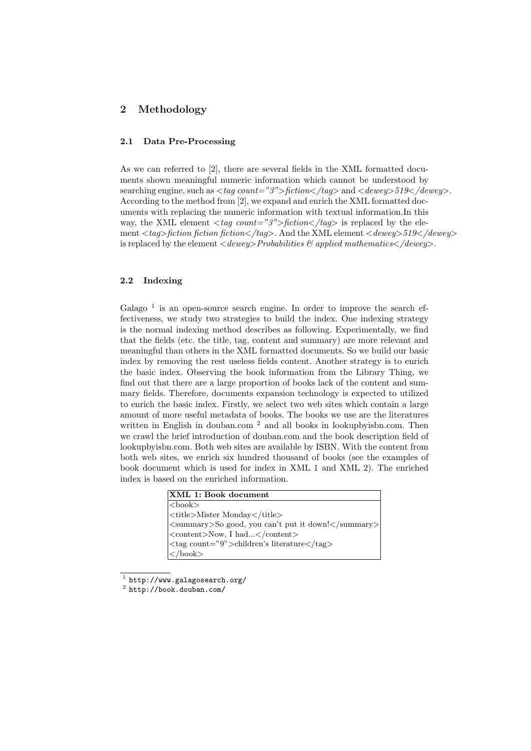## 2 Methodology

### 2.1 Data Pre-Processing

As we can referred to [2], there are several fields in the XML formatted documents shown meaningful numeric information which cannot be understood by searching engine, such as *<tag count="3">fiction</tag>* and *<dewey>519</dewey>*. According to the method from [2], we expand and enrich the XML formatted documents with replacing the numeric information with textual information.In this way, the XML element *<tag count="3">fiction</tag>* is replaced by the element *<tag>fiction fiction fiction</tag>*. And the XML element *<dewey>519</dewey>* is replaced by the element *<dewey>Probabilities & applied mathematics</dewey>*.

### 2.2 Indexing

Galago [1] is an open-source search engine. In order to improve the search effectiveness, we study two strategies to build the index. One indexing strategy is the normal indexing method describes as following. Experimentally, we find that the fields (etc. the title, tag, content and summary) are more relevant and meaningful than others in the XML formatted documents. So we build our basic index by removing the rest useless fields content. Another strategy is to enrich the basic index. Observing the book information from the Library Thing, we find out that there are a large proportion of books lack of the content and summary fields. Therefore, documents expansion technology is expected to utilized to enrich the basic index. Firstly, we select two web sites which contain a large amount of more useful metadata of books. The books we use are the literatures written in English in douban.com [2] and all books in lookupbyisbn.com. Then we crawl the brief introduction of douban.com and the book description field of lookupbyisbn.com. Both web sites are available by ISBN. With the content from both web sites, we enrich six hundred thousand of books (see the examples of book document which is used for index in XML 1 and XML 2). The enriched index is based on the enriched information.

**XML 1: Book document**

```
<book>
<title>Mister Monday</title>
<summary>So good, you can't put it down!</summary>
<content>Now, I had...</content>
<tag count="9">children's literature</tag>
</book>
```

[1] http://www.galagosearch.org/

[2] http://book.douban.com/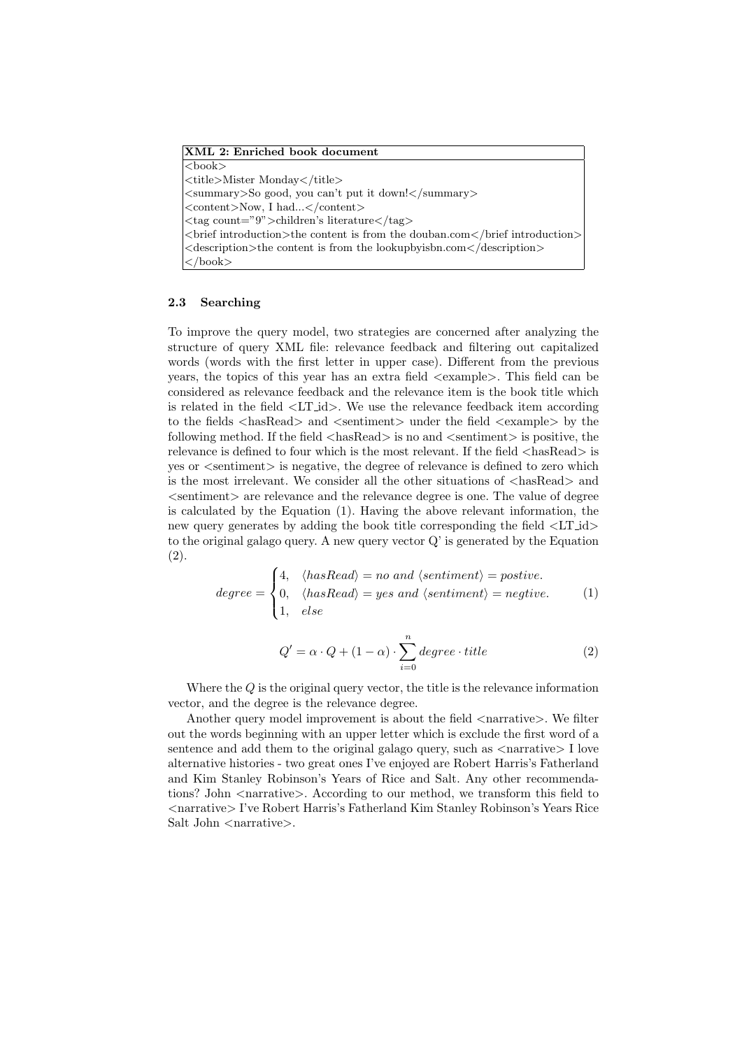**XML 2: Enriched book document**

```
<book>
<title>Mister Monday</title>
<summary>So good, you can't put it down!</summary>
<content>Now, I had...</content>
<tag count="9">children's literature</tag>
<brief introduction>the content is from the douban.com</brief introduction>
<description>the content is from the lookupbyisbn.com</description>
</book>
```

### 2.3 Searching

To improve the query model, two strategies are concerned after analyzing the structure of query XML file: relevance feedback and filtering out capitalized words (words with the first letter in upper case). Different from the previous years, the topics of this year has an extra field <example>. This field can be considered as relevance feedback and the relevance item is the book title which is related in the field <LT_id>. We use the relevance feedback item according to the fields <hasRead> and <sentiment> under the field <example> by the following method. If the field <hasRead> is no and <sentiment> is positive, the relevance is defined to four which is the most relevant. If the field <hasRead> is yes or <sentiment> is negative, the degree of relevance is defined to zero which is the most irrelevant. We consider all the other situations of <hasRead> and <sentiment> are relevance and the relevance degree is one. The value of degree is calculated by the Equation (1). Having the above relevant information, the new query generates by adding the book title corresponding the field <LT_id> to the original galago query. A new query vector Q' is generated by the Equation (2).

$$degree = \begin{cases} 4, & \langle hasRead \rangle = no \ and \ \langle sentiment \rangle = postive. \\ 0, & \langle hasRead \rangle = yes \ and \ \langle sentiment \rangle = negtive. \\ 1, & else \end{cases} \tag{1}$$

$$Q' = \alpha \cdot Q + (1 - \alpha) \cdot \sum_{i=0}^{n} degree \cdot title \tag{2}$$

Where the $Q$ is the original query vector, the title is the relevance information vector, and the degree is the relevance degree.

Another query model improvement is about the field <narrative>. We filter out the words beginning with an upper letter which is exclude the first word of a sentence and add them to the original galago query, such as <narrative> I love alternative histories - two great ones I've enjoyed are Robert Harris's Fatherland and Kim Stanley Robinson's Years of Rice and Salt. Any other recommendations? John <narrative>. According to our method, we transform this field to <narrative> I've Robert Harris's Fatherland Kim Stanley Robinson's Years Rice Salt John <narrative>.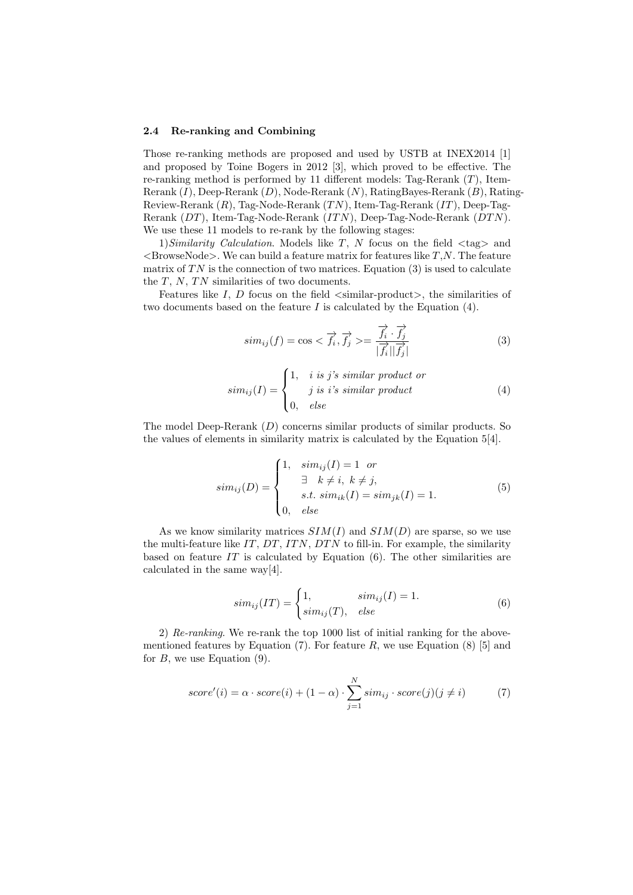### 2.4 Re-ranking and Combining

Those re-ranking methods are proposed and used by USTB at INEX2014 [1] and proposed by Toine Bogers in 2012 [3], which proved to be effective. The re-ranking method is performed by 11 different models: Tag-Rerank ($T$), Item-Rerank ($I$), Deep-Rerank ($D$), Node-Rerank ($N$), RatingBayes-Rerank ($B$), Rating-Review-Rerank ($R$), Tag-Node-Rerank ($TN$), Item-Tag-Rerank ($IT$), Deep-Tag-Rerank ($DT$), Item-Tag-Node-Rerank ($ITN$), Deep-Tag-Node-Rerank ($DTN$). We use these 11 models to re-rank by the following stages:

1)*Similarity Calculation*. Models like $T$, $N$ focus on the field <tag> and <BrowseNode>. We can build a feature matrix for features like $T$,$N$. The feature matrix of $TN$ is the connection of two matrices. Equation (3) is used to calculate the $T$, $N$, $TN$ similarities of two documents.

Features like $I$, $D$ focus on the field <similar-product>, the similarities of two documents based on the feature $I$ is calculated by the Equation (4).

$$sim_{ij}(f) = \cos < \overrightarrow{f_i}, \overrightarrow{f_j} >= \frac{\overrightarrow{f_i} \cdot \overrightarrow{f_j}}{|\overrightarrow{f_i}||\overrightarrow{f_j}|} \tag{3}$$

$$sim_{ij}(I) = \begin{cases} 1, & i \text{ is } j\text{'s similar product or} \\ & j \text{ is } i\text{'s similar product} \\ 0, & else \end{cases} \tag{4}$$

The model Deep-Rerank ($D$) concerns similar products of similar products. So the values of elements in similarity matrix is calculated by the Equation 5[4].

$$sim_{ij}(D) = \begin{cases} 1, & sim_{ij}(I) = 1 \quad or \\ & \exists \quad k \neq i, \ k \neq j, \\ & s.t. \ sim_{ik}(I) = sim_{jk}(I) = 1. \\ 0, & else \end{cases} \tag{5}$$

As we know similarity matrices $SIM(I)$ and $SIM(D)$ are sparse, so we use the multi-feature like $IT$, $DT$, $ITN$, $DTN$ to fill-in. For example, the similarity based on feature $IT$ is calculated by Equation (6). The other similarities are calculated in the same way[4].

$$sim_{ij}(IT) = \begin{cases} 1, & sim_{ij}(I) = 1. \\ sim_{ij}(T), & else \end{cases} \tag{6}$$

2) *Re-ranking*. We re-rank the top 1000 list of initial ranking for the above-mentioned features by Equation (7). For feature $R$, we use Equation (8) [5] and for $B$, we use Equation (9).

$$score'(i) = \alpha \cdot score(i) + (1 - \alpha) \cdot \sum_{j=1}^{N} sim_{ij} \cdot score(j)(j \neq i) \tag{7}$$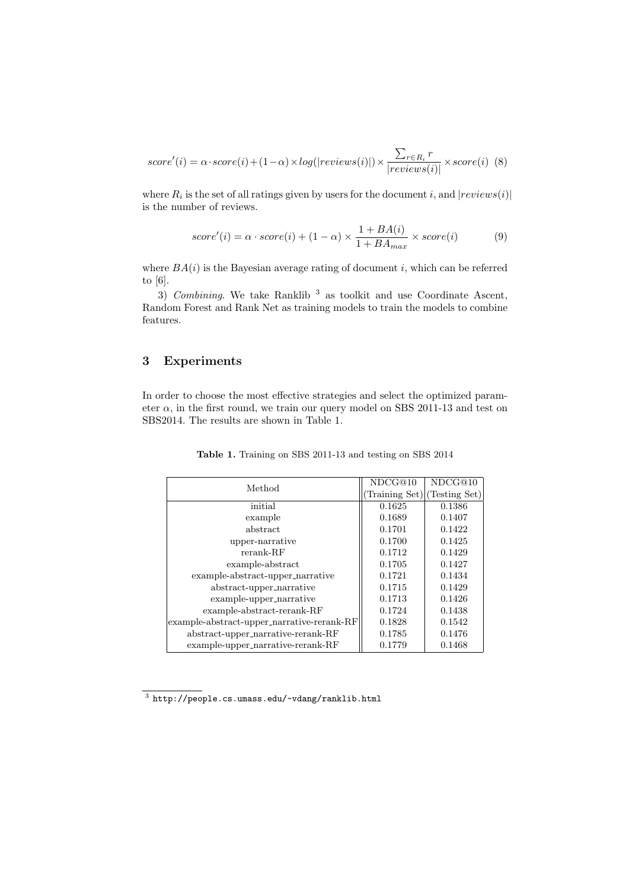$$score'(i) = \alpha \cdot score(i) + (1-\alpha) \times log(|reviews(i)|) \times \frac{\sum_{r \in R_i} r}{|reviews(i)|} \times score(i) \quad (8)$$

where $R_i$ is the set of all ratings given by users for the document $i$, and $|reviews(i)|$ is the number of reviews.

$$score'(i) = \alpha \cdot score(i) + (1-\alpha) \times \frac{1 + BA(i)}{1 + BA_{max}} \times score(i) \quad (9)$$

where $BA(i)$ is the Bayesian average rating of document $i$, which can be referred to [6].

3) *Combining*. We take Ranklib [3] as toolkit and use Coordinate Ascent, Random Forest and Rank Net as training models to train the models to combine features.

## 3 Experiments

In order to choose the most effective strategies and select the optimized parameter $\alpha$, in the first round, we train our query model on SBS 2011-13 and test on SBS2014. The results are shown in Table 1.

**Table 1.** Training on SBS 2011-13 and testing on SBS 2014

| Method | NDCG@10 (Training Set) | NDCG@10 (Testing Set) |
|---|---|---|
| initial | 0.1625 | 0.1386 |
| example | 0.1689 | 0.1407 |
| abstract | 0.1701 | 0.1422 |
| upper-narrative | 0.1700 | 0.1425 |
| rerank-RF | 0.1712 | 0.1429 |
| example-abstract | 0.1705 | 0.1427 |
| example-abstract-upper_narrative | 0.1721 | 0.1434 |
| abstract-upper_narrative | 0.1715 | 0.1429 |
| example-upper_narrative | 0.1713 | 0.1426 |
| example-abstract-rerank-RF | 0.1724 | 0.1438 |
| example-abstract-upper_narrative-rerank-RF | 0.1828 | 0.1542 |
| abstract-upper_narrative-rerank-RF | 0.1785 | 0.1476 |
| example-upper_narrative-rerank-RF | 0.1779 | 0.1468 |

[3] http://people.cs.umass.edu/~vdang/ranklib.html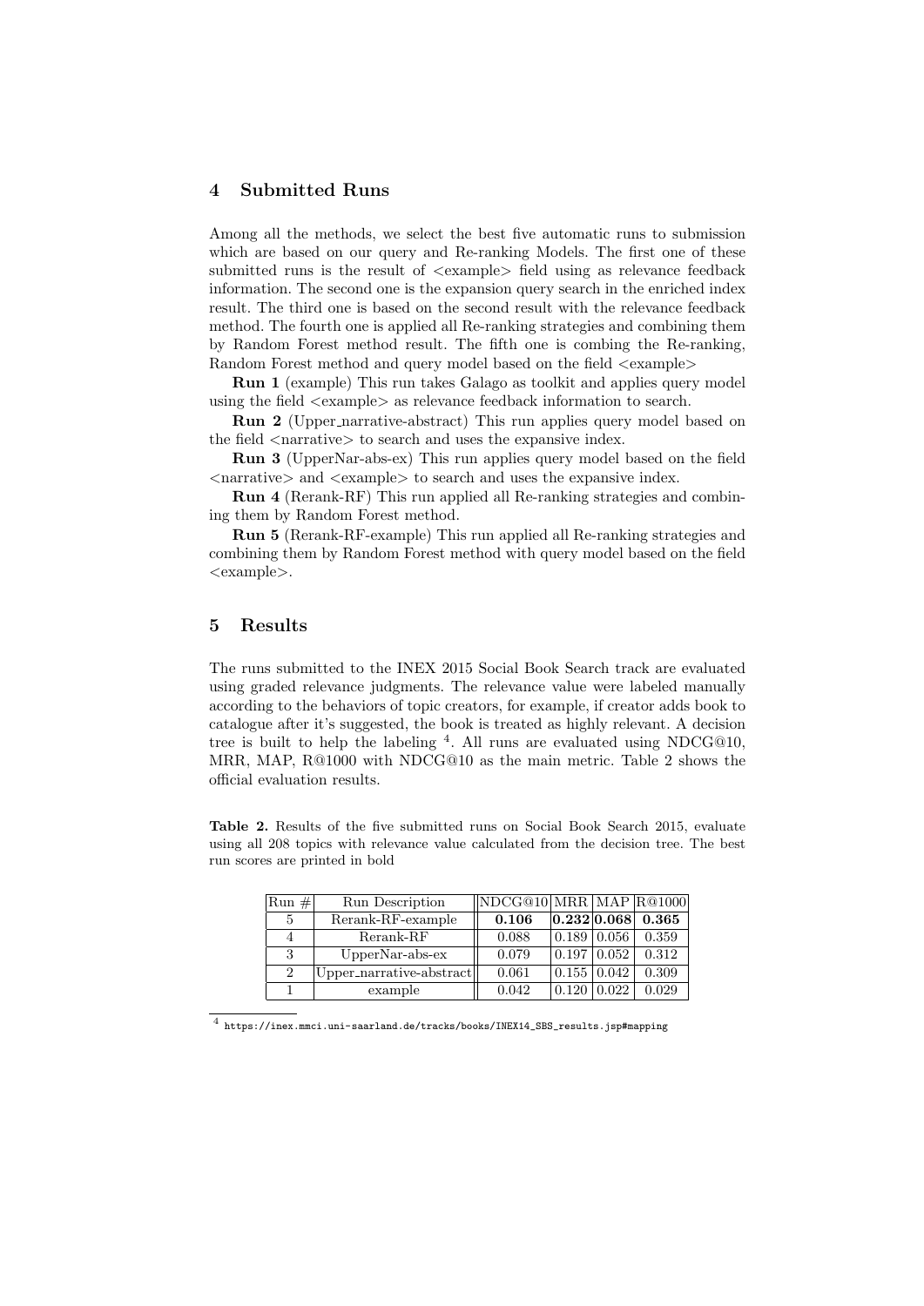## 4 Submitted Runs

Among all the methods, we select the best five automatic runs to submission which are based on our query and Re-ranking Models. The first one of these submitted runs is the result of <example> field using as relevance feedback information. The second one is the expansion query search in the enriched index result. The third one is based on the second result with the relevance feedback method. The fourth one is applied all Re-ranking strategies and combining them by Random Forest method result. The fifth one is combing the Re-ranking, Random Forest method and query model based on the field <example>

**Run 1** (example) This run takes Galago as toolkit and applies query model using the field <example> as relevance feedback information to search.

**Run 2** (Upper_narrative-abstract) This run applies query model based on the field <narrative> to search and uses the expansive index.

**Run 3** (UpperNar-abs-ex) This run applies query model based on the field <narrative> and <example> to search and uses the expansive index.

**Run 4** (Rerank-RF) This run applied all Re-ranking strategies and combining them by Random Forest method.

**Run 5** (Rerank-RF-example) This run applied all Re-ranking strategies and combining them by Random Forest method with query model based on the field <example>.

## 5 Results

The runs submitted to the INEX 2015 Social Book Search track are evaluated using graded relevance judgments. The relevance value were labeled manually according to the behaviors of topic creators, for example, if creator adds book to catalogue after it's suggested, the book is treated as highly relevant. A decision tree is built to help the labeling [4]. All runs are evaluated using NDCG@10, MRR, MAP, R@1000 with NDCG@10 as the main metric. Table 2 shows the official evaluation results.

**Table 2.** Results of the five submitted runs on Social Book Search 2015, evaluate using all 208 topics with relevance value calculated from the decision tree. The best run scores are printed in bold

| Run # | Run Description | NDCG@10 | MRR | MAP | R@1000 |
|---|---|---|---|---|---|
| 5 | Rerank-RF-example | **0.106** | **0.232** | **0.068** | **0.365** |
| 4 | Rerank-RF | 0.088 | 0.189 | 0.056 | 0.359 |
| 3 | UpperNar-abs-ex | 0.079 | 0.197 | 0.052 | 0.312 |
| 2 | Upper_narrative-abstract | 0.061 | 0.155 | 0.042 | 0.309 |
| 1 | example | 0.042 | 0.120 | 0.022 | 0.029 |

[4] https://inex.mmci.uni-saarland.de/tracks/books/INEX14_SBS_results.jsp#mapping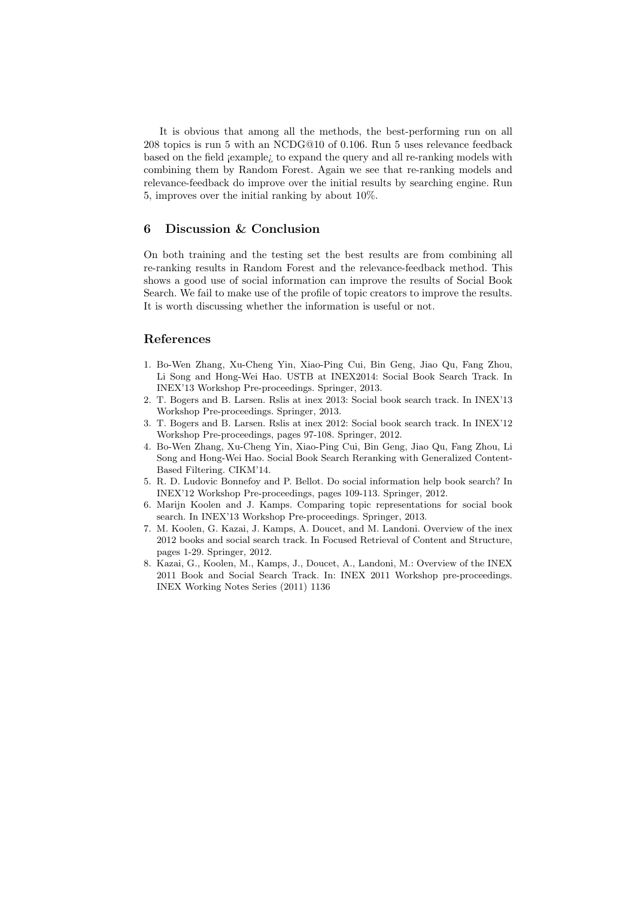It is obvious that among all the methods, the best-performing run on all 208 topics is run 5 with an NCDG@10 of 0.106. Run 5 uses relevance feedback based on the field ¡example¿ to expand the query and all re-ranking models with combining them by Random Forest. Again we see that re-ranking models and relevance-feedback do improve over the initial results by searching engine. Run 5, improves over the initial ranking by about 10%.

## 6 Discussion & Conclusion

On both training and the testing set the best results are from combining all re-ranking results in Random Forest and the relevance-feedback method. This shows a good use of social information can improve the results of Social Book Search. We fail to make use of the profile of topic creators to improve the results. It is worth discussing whether the information is useful or not.

## References

1. Bo-Wen Zhang, Xu-Cheng Yin, Xiao-Ping Cui, Bin Geng, Jiao Qu, Fang Zhou, Li Song and Hong-Wei Hao. USTB at INEX2014: Social Book Search Track. In INEX'13 Workshop Pre-proceedings. Springer, 2013.
2. T. Bogers and B. Larsen. Rslis at inex 2013: Social book search track. In INEX'13 Workshop Pre-proceedings. Springer, 2013.
3. T. Bogers and B. Larsen. Rslis at inex 2012: Social book search track. In INEX'12 Workshop Pre-proceedings, pages 97-108. Springer, 2012.
4. Bo-Wen Zhang, Xu-Cheng Yin, Xiao-Ping Cui, Bin Geng, Jiao Qu, Fang Zhou, Li Song and Hong-Wei Hao. Social Book Search Reranking with Generalized Content-Based Filtering. CIKM'14.
5. R. D. Ludovic Bonnefoy and P. Bellot. Do social information help book search? In INEX'12 Workshop Pre-proceedings, pages 109-113. Springer, 2012.
6. Marijn Koolen and J. Kamps. Comparing topic representations for social book search. In INEX'13 Workshop Pre-proceedings. Springer, 2013.
7. M. Koolen, G. Kazai, J. Kamps, A. Doucet, and M. Landoni. Overview of the inex 2012 books and social search track. In Focused Retrieval of Content and Structure, pages 1-29. Springer, 2012.
8. Kazai, G., Koolen, M., Kamps, J., Doucet, A., Landoni, M.: Overview of the INEX 2011 Book and Social Search Track. In: INEX 2011 Workshop pre-proceedings. INEX Working Notes Series (2011) 1136